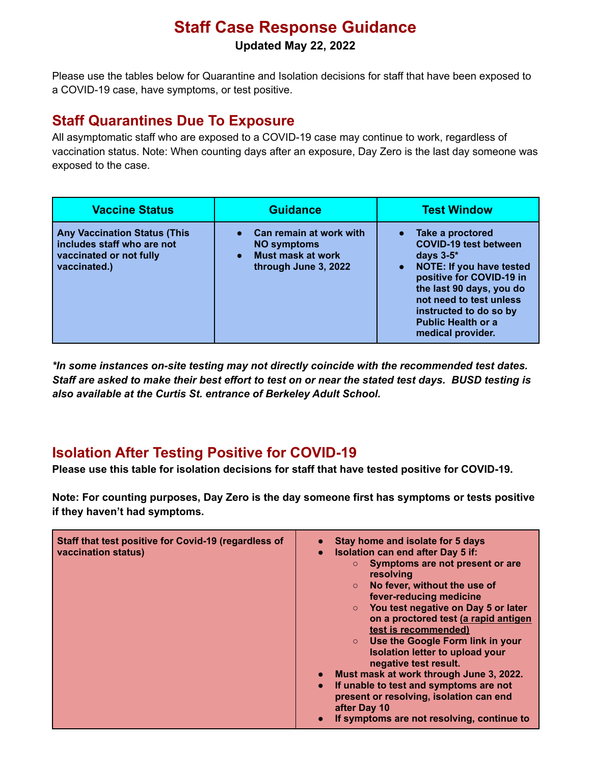# Staff Case Response Guidance

**Updated May 22, 2022**

Please use the tables below for Quarantine and Isolation decisions for staff that have been exposed to a COVID-19 case, have symptoms, or test positive.

## Staff Quarantines Due To Exposure

All asymptomatic staff who are exposed to a COVID-19 case may continue to work, regardless of vaccination status. Note: When counting days after an exposure, Day Zero is the last day someone was exposed to the case.

| Vaccine Status | Guidance | Test Window |
|---|---|---|
| **Any Vaccination Status (This includes staff who are not vaccinated or not fully vaccinated.)** | • **Can remain at work with NO symptoms**<br>• **Must mask at work through June 3, 2022** | • **Take a proctored COVID-19 test between days 3-5***<br>• **NOTE: If you have tested positive for COVID-19 in the last 90 days, you do not need to test unless instructed to do so by Public Health or a medical provider.** |

***In some instances on-site testing may not directly coincide with the recommended test dates. Staff are asked to make their best effort to test on or near the stated test days. BUSD testing is also available at the Curtis St. entrance of Berkeley Adult School.***

## Isolation After Testing Positive for COVID-19

**Please use this table for isolation decisions for staff that have tested positive for COVID-19.**

**Note: For counting purposes, Day Zero is the day someone first has symptoms or tests positive if they haven't had symptoms.**

| | |
|---|---|
| **Staff that test positive for Covid-19 (regardless of vaccination status)** | • **Stay home and isolate for 5 days**<br>• **Isolation can end after Day 5 if:**<br>&nbsp;&nbsp;&nbsp;&nbsp;○ **Symptoms are not present or are resolving**<br>&nbsp;&nbsp;&nbsp;&nbsp;○ **No fever, without the use of fever-reducing medicine**<br>&nbsp;&nbsp;&nbsp;&nbsp;○ **You test negative on Day 5 or later on a proctored test <u>(a rapid antigen test is recommended)</u>**<br>&nbsp;&nbsp;&nbsp;&nbsp;○ **Use the Google Form link in your Isolation letter to upload your negative test result.**<br>• **Must mask at work through June 3, 2022.**<br>• **If unable to test and symptoms are not present or resolving, isolation can end after Day 10**<br>• **If symptoms are not resolving, continue to** |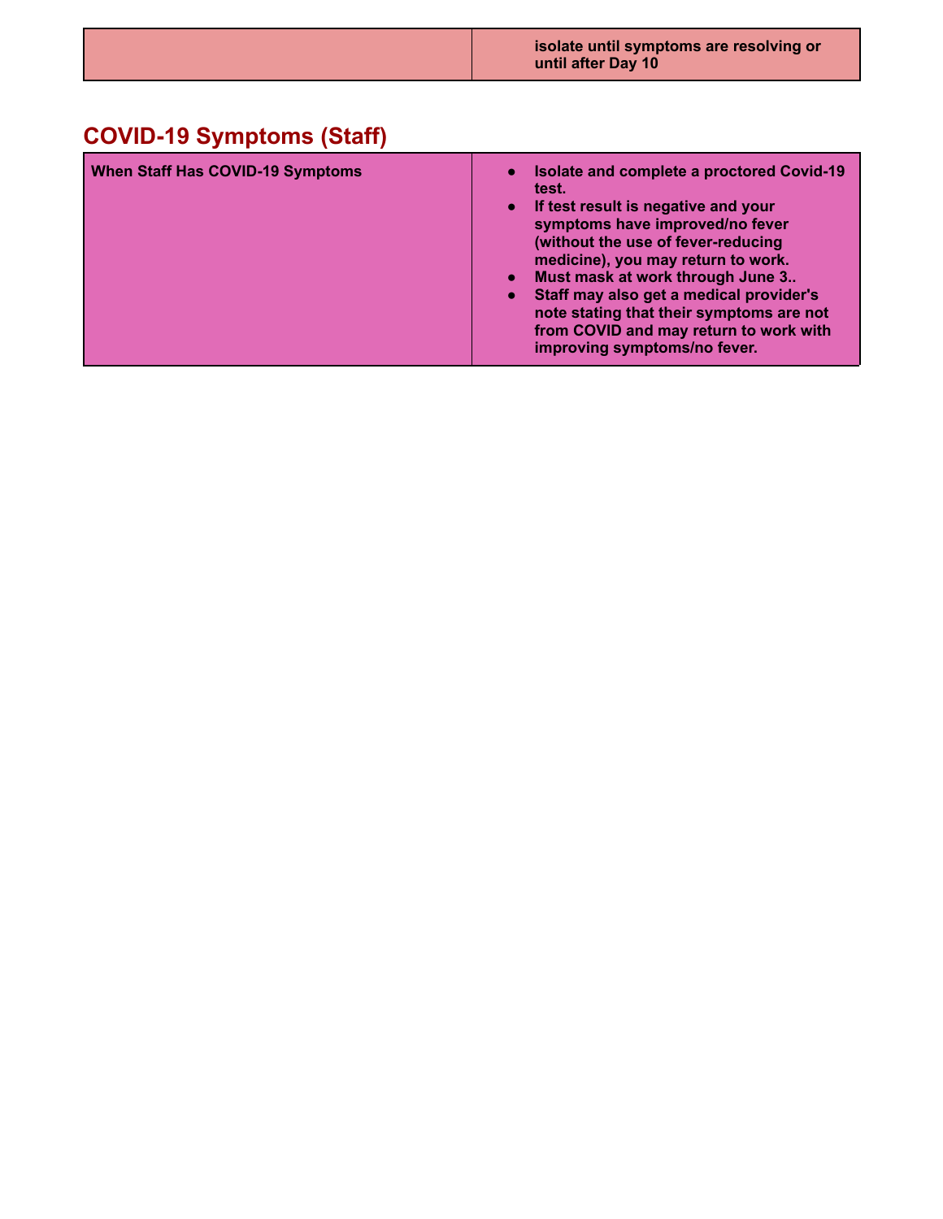| | |
|---|---|
| | **isolate until symptoms are resolving or until after Day 10** |

## COVID-19 Symptoms (Staff)

| | |
|---|---|
| **When Staff Has COVID-19 Symptoms** | • **Isolate and complete a proctored Covid-19 test.**<br>• **If test result is negative and your symptoms have improved/no fever (without the use of fever-reducing medicine), you may return to work.**<br>• **Must mask at work through June 3..**<br>• **Staff may also get a medical provider's note stating that their symptoms are not from COVID and may return to work with improving symptoms/no fever.** |